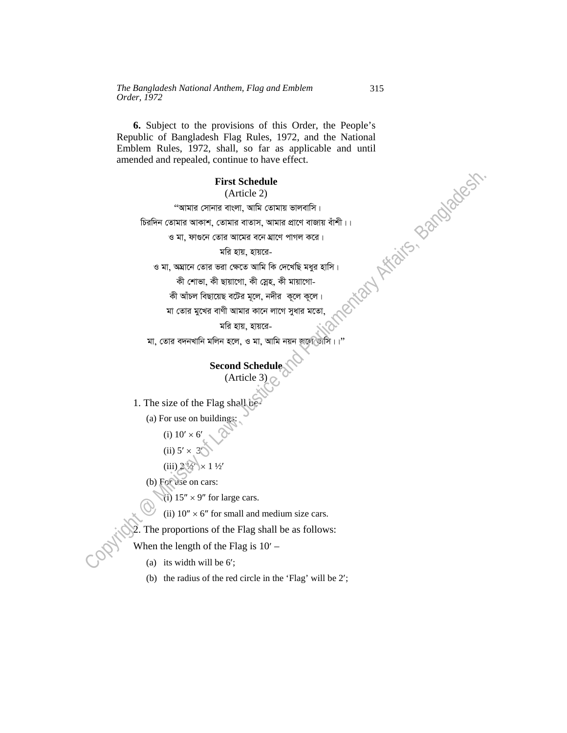**6.** Subject to the provisions of this Order, the People's Republic of Bangladesh Flag Rules, 1972, and the National Emblem Rules, 1972, shall, so far as applicable and until amended and repealed, continue to have effect.

**First Schedule**

(Article 2)

"আমার সোনার বাংলা, আমি তোমায় ভালবাসি।

চিরদিন তোমার আকাশ, তোমার বাতাস, আমার প্রাণে বাজায় বাঁশী।।

ও মা, ফাগুনে তোর আমের বনে ঘ্রাণে পাগল করে।

মরি হায়, হায়রে-

ও মা, অঘ্রানে তোর ভরা ক্ষেতে আমি কি দেখেছি মধুর হাসি।

কী শোভা, কী ছায়াগো, কী স্নেহ, কী মায়াগো-

কী আঁচল বিছায়েছ বটের মূলে, নদীর কূলে কূলে।

মা তোর মুখের বাণী আমার কানে লাগে সুধার মতো,

মরি হায়, হায়রে-

মা, তোর বদনখানি মলিন হলে, ও মা, আমি নয়ন জলে ভাসি।।"

**Second Schedule**

(Article 3)

1. The size of the Flag shall be-

   (a) For use on buildings:

      (i) 10′ × 6′

      (ii) 5′ × 3′

      (iii) 2 ½′ × 1 ½′

   (b) For use on cars:

      (i) 15″ × 9″ for large cars.

      (ii) 10″ × 6″ for small and medium size cars.

2. The proportions of the Flag shall be as follows:

When the length of the Flag is 10′ –

   (a) its width will be 6′;

   (b) the radius of the red circle in the 'Flag' will be 2′;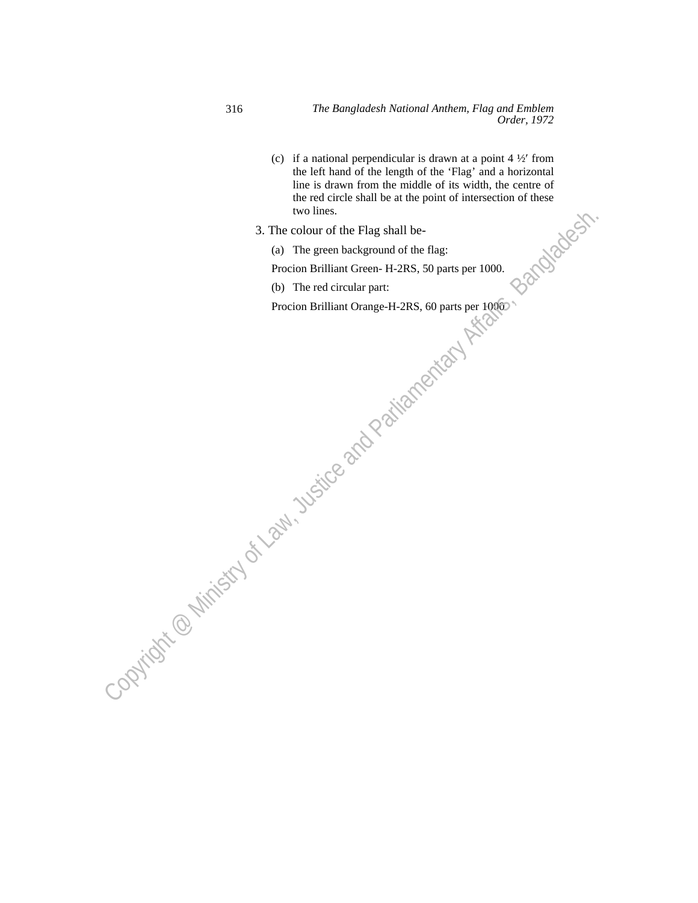(c) if a national perpendicular is drawn at a point 4 ½′ from the left hand of the length of the 'Flag' and a horizontal line is drawn from the middle of its width, the centre of the red circle shall be at the point of intersection of these two lines.

3. The colour of the Flag shall be-

(a) The green background of the flag:

Procion Brilliant Green- H-2RS, 50 parts per 1000.

(b) The red circular part:

Procion Brilliant Orange-H-2RS, 60 parts per 1000.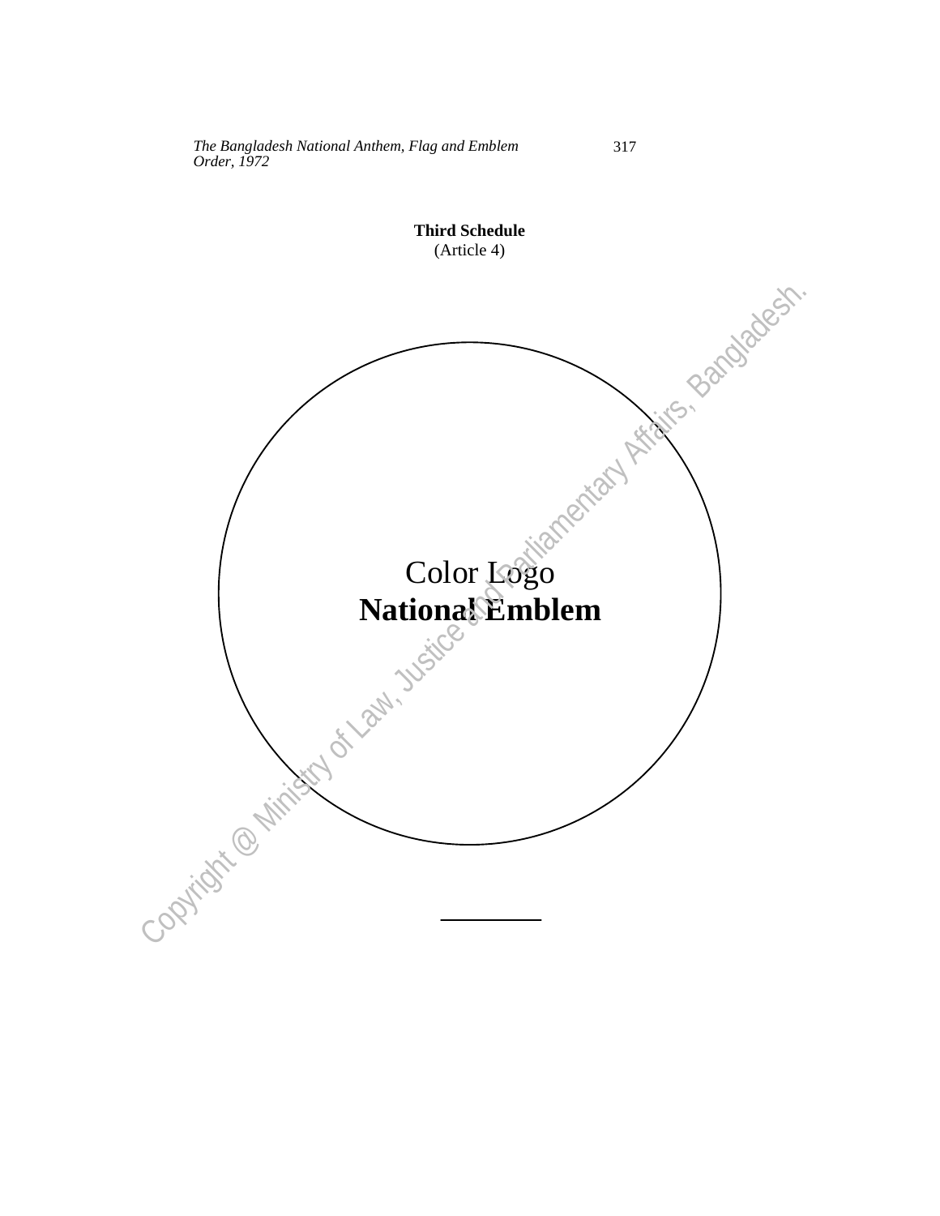**Third Schedule**
(Article 4)

Color Logo
**National Emblem**